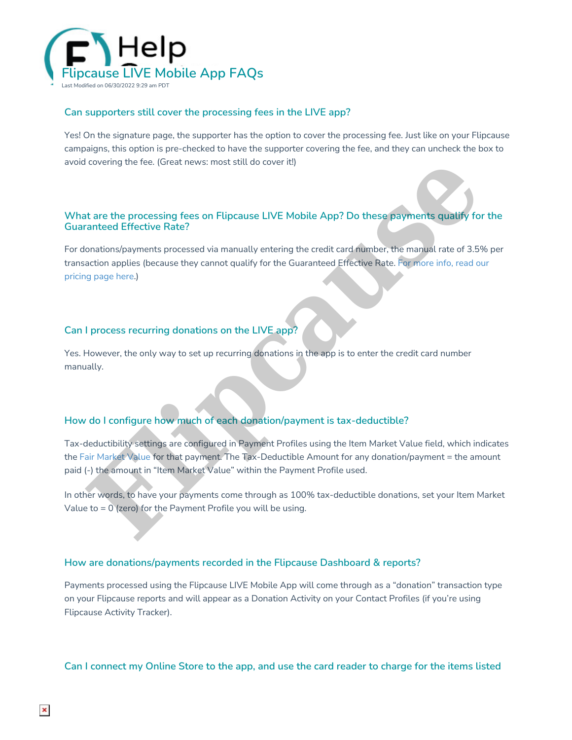# Flipcause LIVE Mobile App FAQs

Last Modified on 06/30/2022 9:29 am PDT

## Can supporters still cover the processing fees in the LIVE app?

Yes! On the signature page, the supporter has the option to cover the processing fee. Just like on your Flipcause campaigns, this option is pre-checked to have the supporter covering the fee, and they can uncheck the box to avoid covering the fee. (Great news: most still do cover it!)

## What are the processing fees on Flipcause LIVE Mobile App? Do these payments qualify for the Guaranteed Effective Rate?

For donations/payments processed via manually entering the credit card number, the manual rate of 3.5% per transaction applies (because they cannot qualify for the Guaranteed Effective Rate. For more info, read our pricing page here.)

## Can I process recurring donations on the LIVE app?

Yes. However, the only way to set up recurring donations in the app is to enter the credit card number manually.

## How do I configure how much of each donation/payment is tax-deductible?

Tax-deductibility settings are configured in Payment Profiles using the Item Market Value field, which indicates the Fair Market Value for that payment. The Tax-Deductible Amount for any donation/payment = the amount paid (-) the amount in "Item Market Value" within the Payment Profile used.

In other words, to have your payments come through as 100% tax-deductible donations, set your Item Market Value to = 0 (zero) for the Payment Profile you will be using.

## How are donations/payments recorded in the Flipcause Dashboard & reports?

Payments processed using the Flipcause LIVE Mobile App will come through as a "donation" transaction type on your Flipcause reports and will appear as a Donation Activity on your Contact Profiles (if you're using Flipcause Activity Tracker).

## Can I connect my Online Store to the app, and use the card reader to charge for the items listed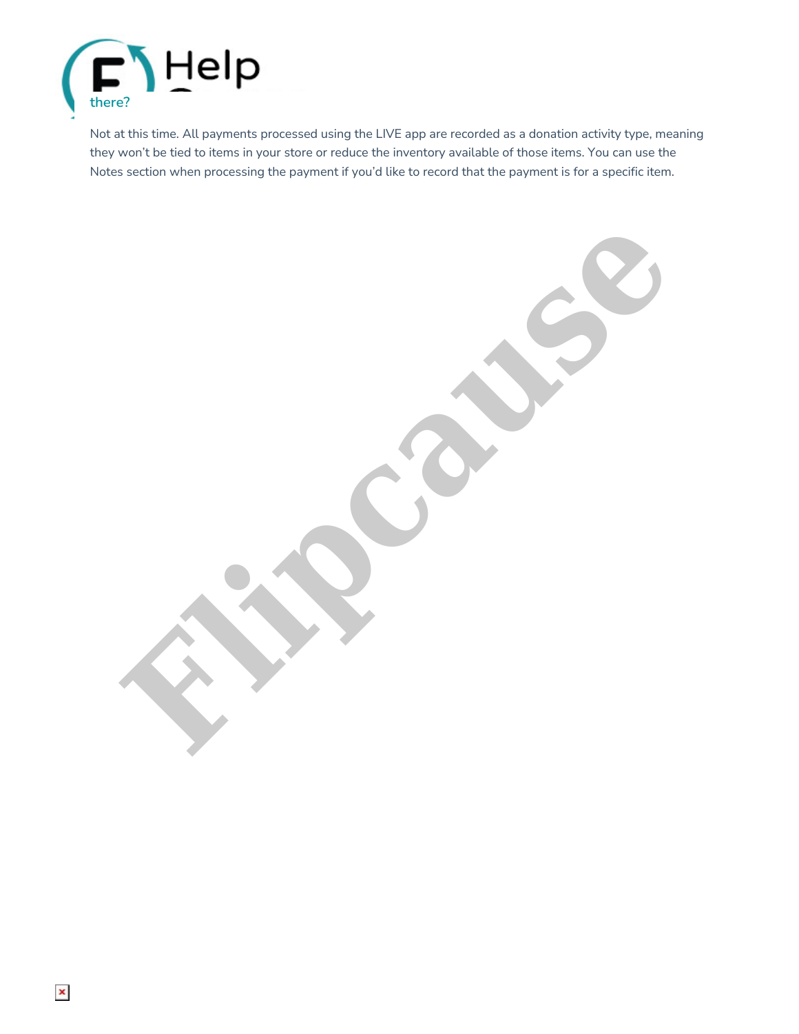there?

Not at this time. All payments processed using the LIVE app are recorded as a donation activity type, meaning they won't be tied to items in your store or reduce the inventory available of those items. You can use the Notes section when processing the payment if you'd like to record that the payment is for a specific item.